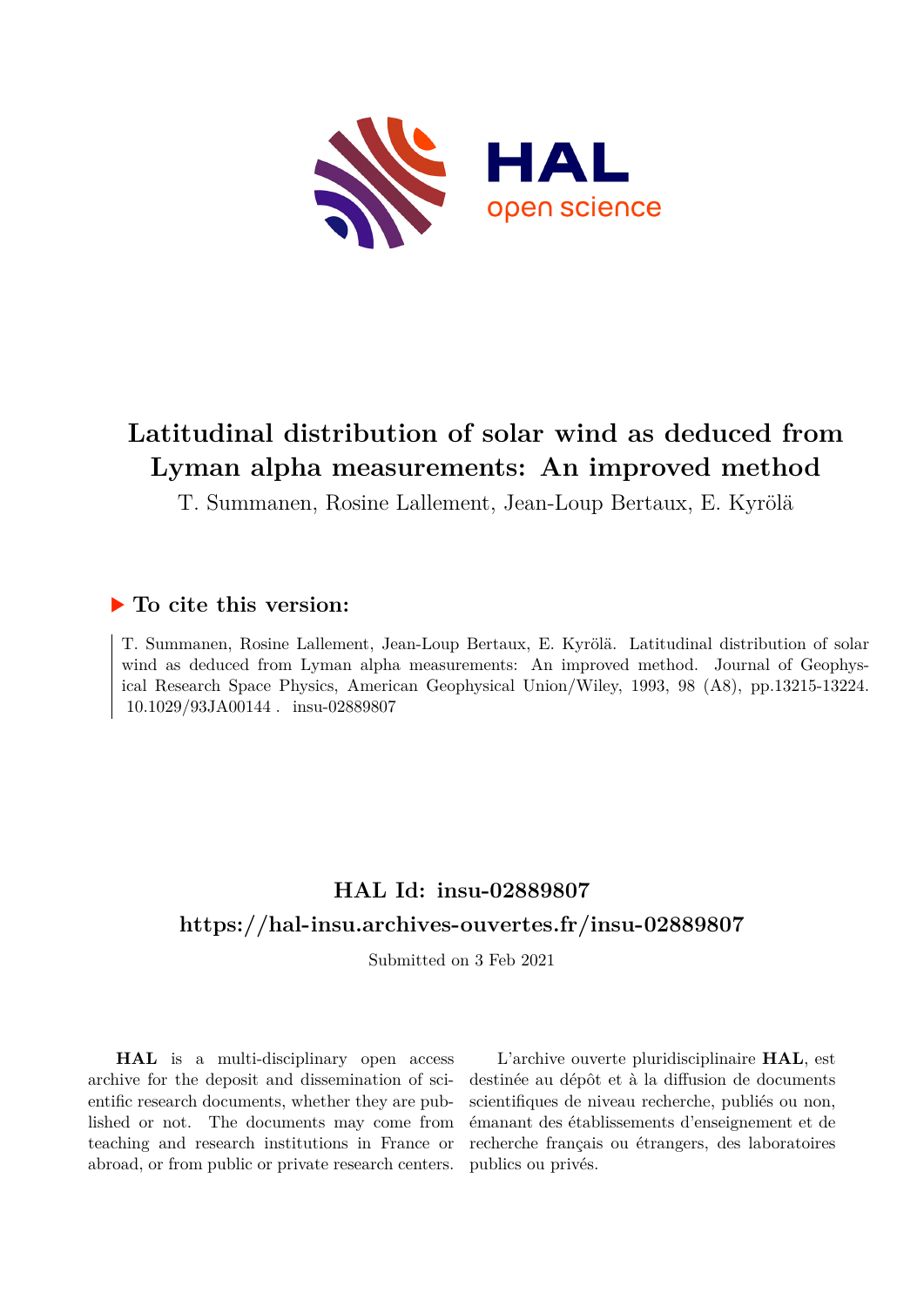# Latitudinal distribution of solar wind as deduced from Lyman alpha measurements: An improved method

T. Summanen, Rosine Lallement, Jean-Loup Bertaux, E. Kyrölä

## ▶ To cite this version:

T. Summanen, Rosine Lallement, Jean-Loup Bertaux, E. Kyrölä. Latitudinal distribution of solar wind as deduced from Lyman alpha measurements: An improved method. Journal of Geophysical Research Space Physics, American Geophysical Union/Wiley, 1993, 98 (A8), pp.13215-13224. 10.1029/93JA00144 . insu-02889807

## HAL Id: insu-02889807

## https://hal-insu.archives-ouvertes.fr/insu-02889807

Submitted on 3 Feb 2021

**HAL** is a multi-disciplinary open access archive for the deposit and dissemination of scientific research documents, whether they are published or not. The documents may come from teaching and research institutions in France or abroad, or from public or private research centers.

L'archive ouverte pluridisciplinaire **HAL**, est destinée au dépôt et à la diffusion de documents scientifiques de niveau recherche, publiés ou non, émanant des établissements d'enseignement et de recherche français ou étrangers, des laboratoires publics ou privés.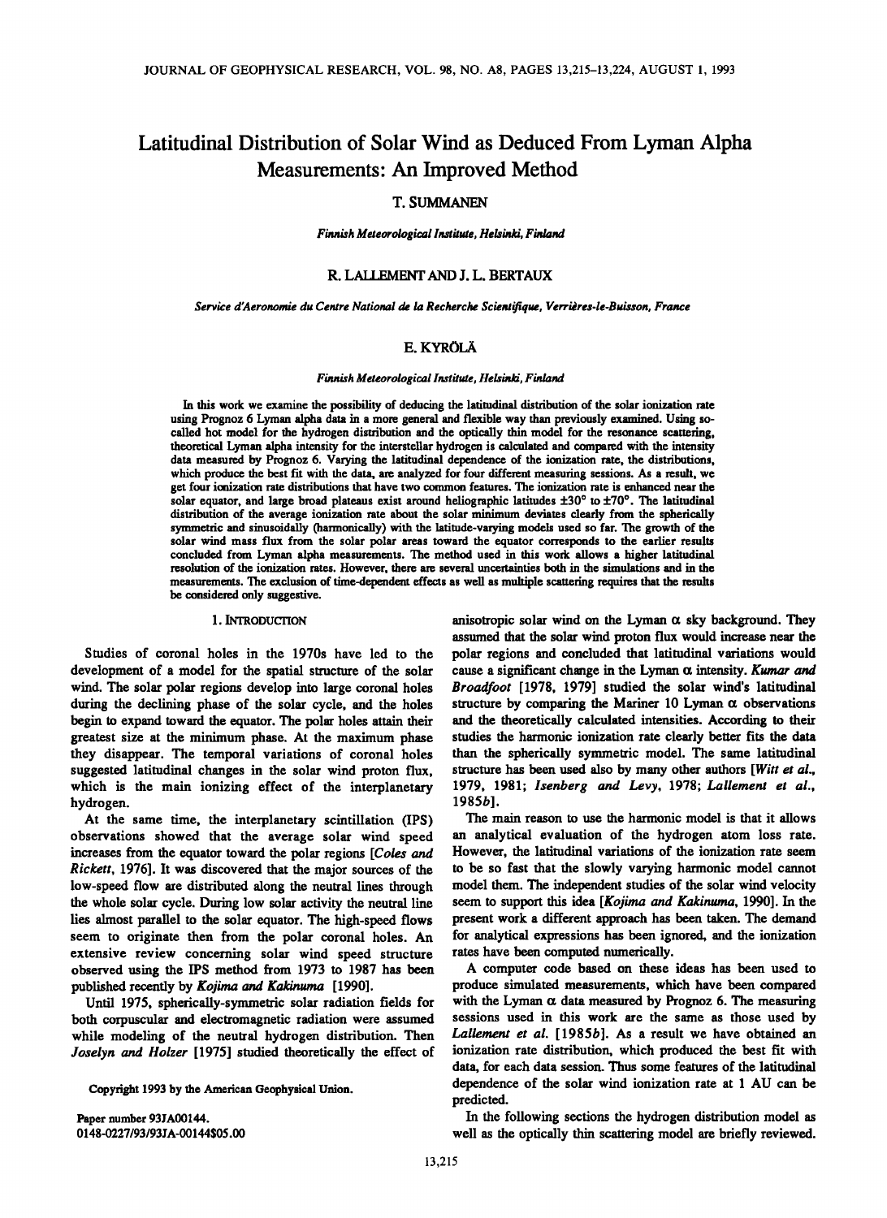# Latitudinal Distribution of Solar Wind as Deduced From Lyman Alpha Measurements: An Improved Method

T. SUMMANEN

*Finnish Meteorological Institute, Helsinki, Finland*

R. LALLEMENT AND J. L. BERTAUX

*Service d'Aeronomie du Centre National de la Recherche Scientifique, Verrières-le-Buisson, France*

E. KYRÖLÄ

*Finnish Meteorological Institute, Helsinki, Finland*

In this work we examine the possibility of deducing the latitudinal distribution of the solar ionization rate using Prognoz 6 Lyman alpha data in a more general and flexible way than previously examined. Using so-called hot model for the hydrogen distribution and the optically thin model for the resonance scattering, theoretical Lyman alpha intensity for the interstellar hydrogen is calculated and compared with the intensity data measured by Prognoz 6. Varying the latitudinal dependence of the ionization rate, the distributions, which produce the best fit with the data, are analyzed for four different measuring sessions. As a result, we get four ionization rate distributions that have two common features. The ionization rate is enhanced near the solar equator, and large broad plateaus exist around heliographic latitudes ±30° to ±70°. The latitudinal distribution of the average ionization rate about the solar minimum deviates clearly from the spherically symmetric and sinusoidally (harmonically) with the latitude-varying models used so far. The growth of the solar wind mass flux from the solar polar areas toward the equator corresponds to the earlier results concluded from Lyman alpha measurements. The method used in this work allows a higher latitudinal resolution of the ionization rates. However, there are several uncertainties both in the simulations and in the measurements. The exclusion of time-dependent effects as well as multiple scattering requires that the results be considered only suggestive.

## 1. INTRODUCTION

Studies of coronal holes in the 1970s have led to the development of a model for the spatial structure of the solar wind. The solar polar regions develop into large coronal holes during the declining phase of the solar cycle, and the holes begin to expand toward the equator. The polar holes attain their greatest size at the minimum phase. At the maximum phase they disappear. The temporal variations of coronal holes suggested latitudinal changes in the solar wind proton flux, which is the main ionizing effect of the interplanetary hydrogen.

At the same time, the interplanetary scintillation (IPS) observations showed that the average solar wind speed increases from the equator toward the polar regions [*Coles and Rickett*, 1976]. It was discovered that the major sources of the low-speed flow are distributed along the neutral lines through the whole solar cycle. During low solar activity the neutral line lies almost parallel to the solar equator. The high-speed flows seem to originate then from the polar coronal holes. An extensive review concerning solar wind speed structure observed using the IPS method from 1973 to 1987 has been published recently by *Kojima and Kakinuma* [1990].

Until 1975, spherically-symmetric solar radiation fields for both corpuscular and electromagnetic radiation were assumed while modeling of the neutral hydrogen distribution. Then *Joselyn and Holzer* [1975] studied theoretically the effect of anisotropic solar wind on the Lyman α sky background. They assumed that the solar wind proton flux would increase near the polar regions and concluded that latitudinal variations would cause a significant change in the Lyman α intensity. *Kumar and Broadfoot* [1978, 1979] studied the solar wind's latitudinal structure by comparing the Mariner 10 Lyman α observations and the theoretically calculated intensities. According to their studies the harmonic ionization rate clearly better fits the data than the spherically symmetric model. The same latitudinal structure has been used also by many other authors [*Witt et al.*, 1979, 1981; *Isenberg and Levy*, 1978; *Lallement et al.*, 1985*b*].

The main reason to use the harmonic model is that it allows an analytical evaluation of the hydrogen atom loss rate. However, the latitudinal variations of the ionization rate seem to be so fast that the slowly varying harmonic model cannot model them. The independent studies of the solar wind velocity seem to support this idea [*Kojima and Kakinuma*, 1990]. In the present work a different approach has been taken. The demand for analytical expressions has been ignored, and the ionization rates have been computed numerically.

A computer code based on these ideas has been used to produce simulated measurements, which have been compared with the Lyman α data measured by Prognoz 6. The measuring sessions used in this work are the same as those used by *Lallement et al.* [1985*b*]. As a result we have obtained an ionization rate distribution, which produced the best fit with data, for each data session. Thus some features of the latitudinal dependence of the solar wind ionization rate at 1 AU can be predicted.

In the following sections the hydrogen distribution model as well as the optically thin scattering model are briefly reviewed.

Copyright 1993 by the American Geophysical Union.

Paper number 93JA00144.
0148-0227/93/93JA-00144$05.00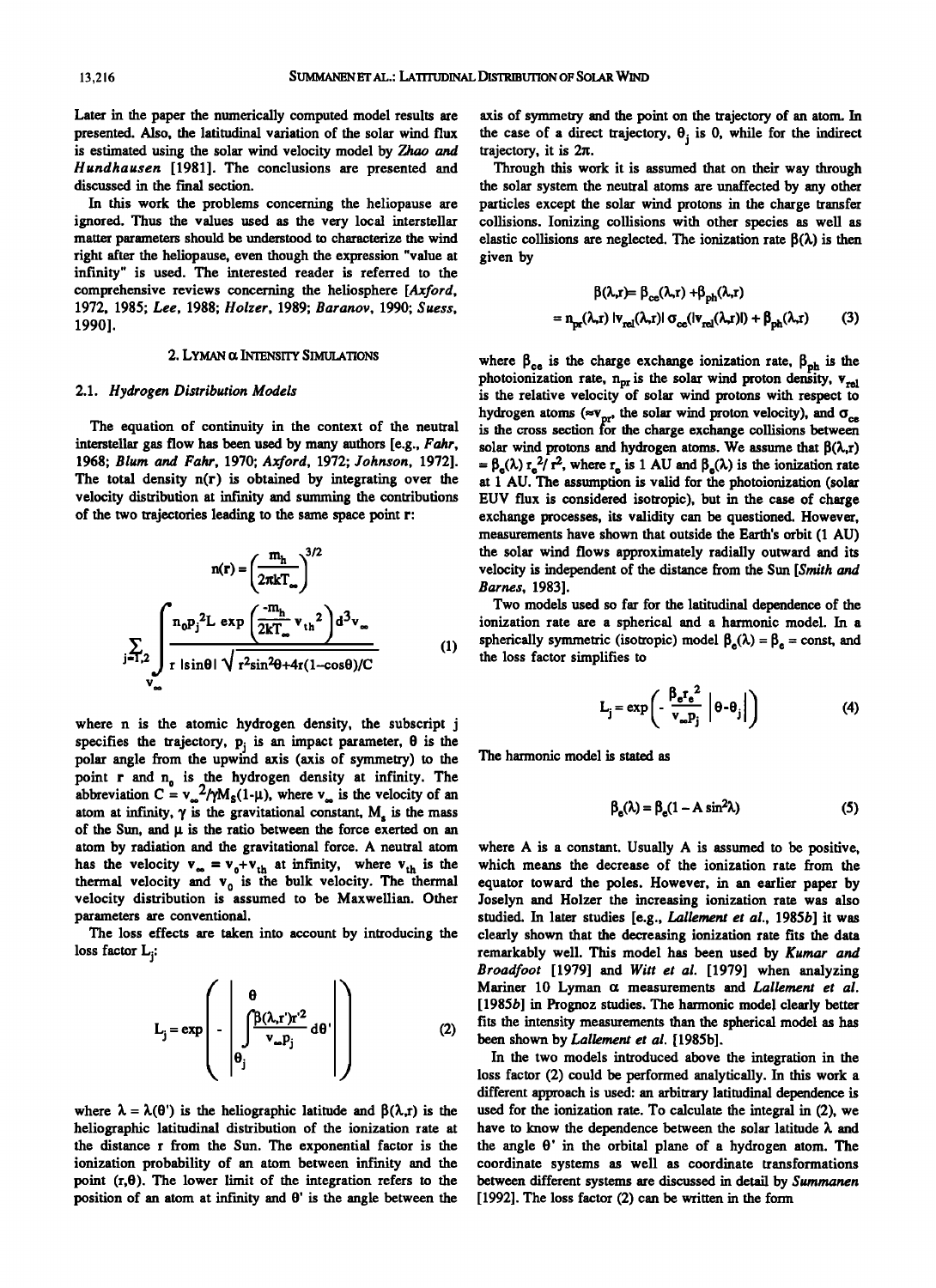Later in the paper the numerically computed model results are presented. Also, the latitudinal variation of the solar wind flux is estimated using the solar wind velocity model by *Zhao and Hundhausen* [1981]. The conclusions are presented and discussed in the final section.

In this work the problems concerning the heliopause are ignored. Thus the values used as the very local interstellar matter parameters should be understood to characterize the wind right after the heliopause, even though the expression "value at infinity" is used. The interested reader is referred to the comprehensive reviews concerning the heliosphere [*Axford*, 1972, 1985; *Lee*, 1988; *Holzer*, 1989; *Baranov*, 1990; *Suess*, 1990].

## 2. Lyman α Intensity Simulations

### 2.1. *Hydrogen Distribution Models*

The equation of continuity in the context of the neutral interstellar gas flow has been used by many authors [e.g., *Fahr*, 1968; *Blum and Fahr*, 1970; *Axford*, 1972; *Johnson*, 1972]. The total density n(r) is obtained by integrating over the velocity distribution at infinity and summing the contributions of the two trajectories leading to the same space point **r**:

$$
n(\mathbf{r}) = \left(\frac{m_h}{2\pi k T_\infty}\right)^{3/2} \sum_{j=1,2} \int_{\mathbf{v}_\infty} \frac{n_0 p_j^2 L \exp\left(\frac{-m_h}{2kT_\infty} v_{th}^2\right) d^3 v_\infty}{r\,|\sin\theta|\,\sqrt{r^2 \sin^2\theta + 4r(1-\cos\theta)/C}} \tag{1}
$$

where n is the atomic hydrogen density, the subscript j specifies the trajectory, $p_j$ is an impact parameter, θ is the polar angle from the upwind axis (axis of symmetry) to the point **r** and $n_0$ is the hydrogen density at infinity. The abbreviation $C = v_\infty^2/\gamma M_S(1-\mu)$, where $v_\infty$ is the velocity of an atom at infinity, γ is the gravitational constant, $M_s$ is the mass of the Sun, and μ is the ratio between the force exerted on an atom by radiation and the gravitational force. A neutral atom has the velocity $\mathbf{v}_\infty = \mathbf{v}_0 + \mathbf{v}_{th}$ at infinity, where $\mathbf{v}_{th}$ is the thermal velocity and $\mathbf{v}_0$ is the bulk velocity. The thermal velocity distribution is assumed to be Maxwellian. Other parameters are conventional.

The loss effects are taken into account by introducing the loss factor $L_j$:

$$
L_j = \exp\left(-\left|\int_{\theta_j}^{\theta} \frac{\beta(\lambda, r')r'^2}{v_\infty p_j}\, d\theta'\right|\right) \tag{2}
$$

where λ = λ(θ') is the heliographic latitude and β(λ,r) is the heliographic latitudinal distribution of the ionization rate at the distance r from the Sun. The exponential factor is the ionization probability of an atom between infinity and the point (r,θ). The lower limit of the integration refers to the position of an atom at infinity and θ' is the angle between the axis of symmetry and the point on the trajectory of an atom. In the case of a direct trajectory, $\theta_j$ is 0, while for the indirect trajectory, it is 2π.

Through this work it is assumed that on their way through the solar system the neutral atoms are unaffected by any other particles except the solar wind protons in the charge transfer collisions. Ionizing collisions with other species as well as elastic collisions are neglected. The ionization rate β(λ) is then given by

$$
\beta(\lambda,r) = \beta_{ce}(\lambda,r) + \beta_{ph}(\lambda,r) = n_{pr}(\lambda,r)\,|v_{rel}(\lambda,r)|\,\sigma_{ce}(|v_{rel}(\lambda,r)|) + \beta_{ph}(\lambda,r) \tag{3}
$$

where $\beta_{ce}$ is the charge exchange ionization rate, $\beta_{ph}$ is the photoionization rate, $n_{pr}$ is the solar wind proton density, $v_{rel}$ is the relative velocity of solar wind protons with respect to hydrogen atoms (≈$v_{pr}$, the solar wind proton velocity), and $\sigma_{ce}$ is the cross section for the charge exchange collisions between solar wind protons and hydrogen atoms. We assume that $\beta(\lambda,r) = \beta_e(\lambda)\, r_e^2/r^2$, where $r_e$ is 1 AU and $\beta_e(\lambda)$ is the ionization rate at 1 AU. The assumption is valid for the photoionization (solar EUV flux is considered isotropic), but in the case of charge exchange processes, its validity can be questioned. However, measurements have shown that outside the Earth's orbit (1 AU) the solar wind flows approximately radially outward and its velocity is independent of the distance from the Sun [*Smith and Barnes*, 1983].

Two models used so far for the latitudinal dependence of the ionization rate are a spherical and a harmonic model. In a spherically symmetric (isotropic) model $\beta_e(\lambda) = \beta_e$ = const, and the loss factor simplifies to

$$
L_j = \exp\left(-\frac{\beta_e r_e^2}{v_\infty p_j}\,|\theta - \theta_j|\right) \tag{4}
$$

The harmonic model is stated as

$$
\beta_e(\lambda) = \beta_e(1 - A\sin^2\lambda) \tag{5}
$$

where A is a constant. Usually A is assumed to be positive, which means the decrease of the ionization rate from the equator toward the poles. However, in an earlier paper by Joselyn and Holzer the increasing ionization rate was also studied. In later studies [e.g., *Lallement et al.*, 1985*b*] it was clearly shown that the decreasing ionization rate fits the data remarkably well. This model has been used by *Kumar and Broadfoot* [1979] and *Witt et al.* [1979] when analyzing Mariner 10 Lyman α measurements and *Lallement et al.* [1985*b*] in Prognoz studies. The harmonic model clearly better fits the intensity measurements than the spherical model as has been shown by *Lallement et al.* [1985*b*].

In the two models introduced above the integration in the loss factor (2) could be performed analytically. In this work a different approach is used: an arbitrary latitudinal dependence is used for the ionization rate. To calculate the integral in (2), we have to know the dependence between the solar latitude λ and the angle θ' in the orbital plane of a hydrogen atom. The coordinate systems as well as coordinate transformations between different systems are discussed in detail by *Summanen* [1992]. The loss factor (2) can be written in the form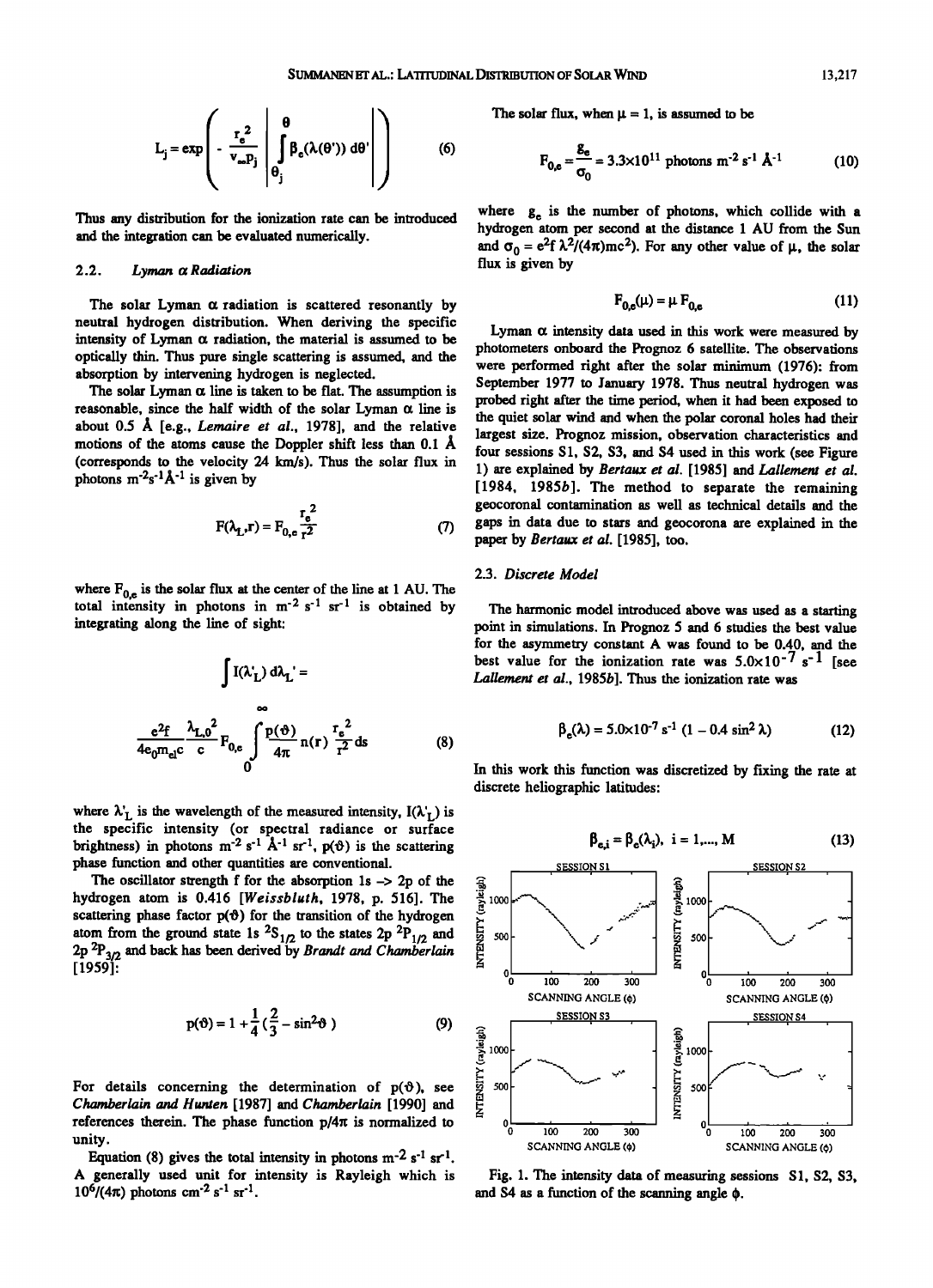$$L_j = \exp\left( -\frac{r_e^2}{v_\infty p_j} \left| \int_{\theta_j}^{\theta} \beta_e(\lambda(\theta'))\, d\theta' \right| \right) \tag{6}$$

Thus any distribution for the ionization rate can be introduced and the integration can be evaluated numerically.

### 2.2. *Lyman α Radiation*

The solar Lyman α radiation is scattered resonantly by neutral hydrogen distribution. When deriving the specific intensity of Lyman α radiation, the material is assumed to be optically thin. Thus pure single scattering is assumed, and the absorption by intervening hydrogen is neglected.

The solar Lyman α line is taken to be flat. The assumption is reasonable, since the half width of the solar Lyman α line is about 0.5 Å [e.g., *Lemaire et al.*, 1978], and the relative motions of the atoms cause the Doppler shift less than 0.1 Å (corresponds to the velocity 24 km/s). Thus the solar flux in photons $m^{-2}s^{-1}Å^{-1}$ is given by

$$F(\lambda_L, r) = F_{0,e} \frac{r_e^2}{r^2} \tag{7}$$

where $F_{0,e}$ is the solar flux at the center of the line at 1 AU. The total intensity in photons in $m^{-2}\ s^{-1}\ sr^{-1}$ is obtained by integrating along the line of sight:

$$\int I(\lambda'_L)\, d\lambda_L' = \frac{e^2 f}{4e_0 m_{el} c} \frac{\lambda_{L,0}^2}{c} F_{0,e} \int_0^\infty \frac{p(\vartheta)}{4\pi} n(r) \frac{r_e^2}{r^2} ds \tag{8}$$

where $\lambda'_L$ is the wavelength of the measured intensity, $I(\lambda'_L)$ is the specific intensity (or spectral radiance or surface brightness) in photons $m^{-2}\ s^{-1}\ Å^{-1}\ sr^{-1}$, $p(\vartheta)$ is the scattering phase function and other quantities are conventional.

The oscillator strength f for the absorption 1s -> 2p of the hydrogen atom is 0.416 [*Weissbluth*, 1978, p. 516]. The scattering phase factor $p(\vartheta)$ for the transition of the hydrogen atom from the ground state 1s $^2S_{1/2}$ to the states 2p $^2P_{1/2}$ and 2p $^2P_{3/2}$ and back has been derived by *Brandt and Chamberlain* [1959]:

$$p(\vartheta) = 1 + \frac{1}{4}\left(\frac{2}{3} - \sin^2\vartheta\right) \tag{9}$$

For details concerning the determination of $p(\vartheta)$, see *Chamberlain and Hunten* [1987] and *Chamberlain* [1990] and references therein. The phase function $p/4\pi$ is normalized to unity.

Equation (8) gives the total intensity in photons $m^{-2}\ s^{-1}\ sr^{-1}$. A generally used unit for intensity is Rayleigh which is $10^6/(4\pi)$ photons $cm^{-2}\ s^{-1}\ sr^{-1}$.

The solar flux, when $\mu = 1$, is assumed to be

$$F_{0,e} = \frac{g_e}{\sigma_0} = 3.3\times10^{11} \text{ photons } m^{-2}\ s^{-1}\ Å^{-1} \tag{10}$$

where $g_e$ is the number of photons, which collide with a hydrogen atom per second at the distance 1 AU from the Sun and $\sigma_0 = e^2 f \lambda^2/(4\pi)mc^2)$. For any other value of $\mu$, the solar flux is given by

$$F_{0,e}(\mu) = \mu F_{0,e} \tag{11}$$

Lyman α intensity data used in this work were measured by photometers onboard the Prognoz 6 satellite. The observations were performed right after the solar minimum (1976): from September 1977 to January 1978. Thus neutral hydrogen was probed right after the time period, when it had been exposed to the quiet solar wind and when the polar coronal holes had their largest size. Prognoz mission, observation characteristics and four sessions S1, S2, S3, and S4 used in this work (see Figure 1) are explained by *Bertaux et al.* [1985] and *Lallement et al.* [1984, 1985*b*]. The method to separate the remaining geocoronal contamination as well as technical details and the gaps in data due to stars and geocorona are explained in the paper by *Bertaux et al.* [1985], too.

### 2.3. *Discrete Model*

The harmonic model introduced above was used as a starting point in simulations. In Prognoz 5 and 6 studies the best value for the asymmetry constant A was found to be 0.40, and the best value for the ionization rate was $5.0\times10^{-7}\ s^{-1}$ [see *Lallement et al.*, 1985*b*]. Thus the ionization rate was

$$\beta_e(\lambda) = 5.0\times10^{-7}\ s^{-1}\ (1 - 0.4 \sin^2 \lambda) \tag{12}$$

In this work this function was discretized by fixing the rate at discrete heliographic latitudes:

$$\beta_{e,i} = \beta_e(\lambda_i),\ i = 1,\ldots, M \tag{13}$$

Fig. 1. The intensity data of measuring sessions S1, S2, S3, and S4 as a function of the scanning angle $\phi$.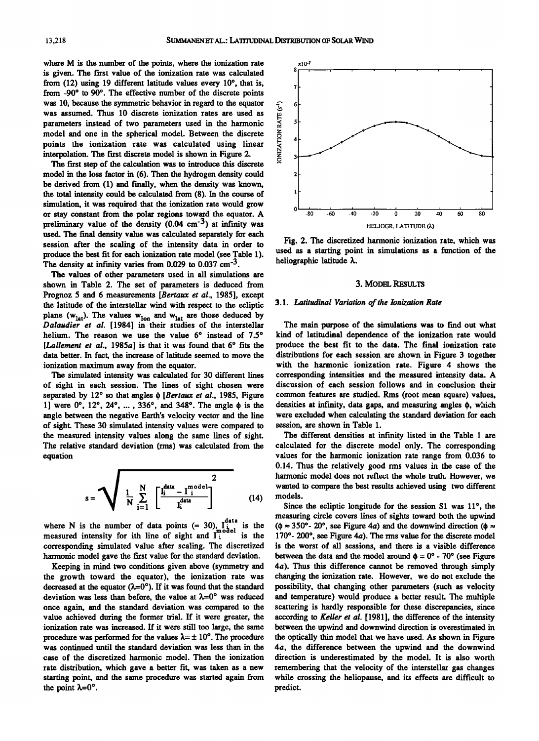where M is the number of the points, where the ionization rate is given. The first value of the ionization rate was calculated from (12) using 19 different latitude values every 10°, that is, from -90° to 90°. The effective number of the discrete points was 10, because the symmetric behavior in regard to the equator was assumed. Thus 10 discrete ionization rates are used as parameters instead of two parameters used in the harmonic model and one in the spherical model. Between the discrete points the ionization rate was calculated using linear interpolation. The first discrete model is shown in Figure 2.

The first step of the calculation was to introduce this discrete model in the loss factor in (6). Then the hydrogen density could be derived from (1) and finally, when the density was known, the total intensity could be calculated from (8). In the course of simulation, it was required that the ionization rate would grow or stay constant from the polar regions toward the equator. A preliminary value of the density (0.04 cm$^{-3}$) at infinity was used. The final density value was calculated separately for each session after the scaling of the intensity data in order to produce the best fit for each ionization rate model (see Table 1). The density at infinity varies from 0.029 to 0.037 cm$^{-3}$.

The values of other parameters used in all simulations are shown in Table 2. The set of parameters is deduced from Prognoz 5 and 6 measurements [*Bertaux et al.*, 1985], except the latitude of the interstellar wind with respect to the ecliptic plane ($w_{lat}$). The values $w_{lon}$ and $w_{lat}$ are those deduced by *Dalaudier et al.* [1984] in their studies of the interstellar helium. The reason we use the value 6° instead of 7.5° [*Lallement et al.*, 1985*a*] is that it was found that 6° fits the data better. In fact, the increase of latitude seemed to move the ionization maximum away from the equator.

The simulated intensity was calculated for 30 different lines of sight in each session. The lines of sight chosen were separated by 12° so that angles $\phi$ [*Bertaux et al.*, 1985, Figure 1] were 0°, 12°, 24°, ... , 336°, and 348°. The angle $\phi$ is the angle between the negative Earth's velocity vector and the line of sight. These 30 simulated intensity values were compared to the measured intensity values along the same lines of sight. The relative standard deviation (rms) was calculated from the equation

$$s = \sqrt{\frac{1}{N}\sum_{i=1}^{N}\left[\frac{I_i^{data} - I_i^{model}}{I_i^{data}}\right]^2} \qquad (14)$$

where N is the number of data points (= 30), $I_i^{data}$ is the measured intensity for ith line of sight and $I_i^{model}$ is the corresponding simulated value after scaling. The discretized harmonic model gave the first value for the standard deviation.

Keeping in mind two conditions given above (symmetry and the growth toward the equator), the ionization rate was decreased at the equator ($\lambda$=0°). If it was found that the standard deviation was less than before, the value at $\lambda$=0° was reduced once again, and the standard deviation was compared to the value achieved during the former trial. If it were greater, the ionization rate was increased. If it were still too large, the same procedure was performed for the values $\lambda = \pm$ 10°. The procedure was continued until the standard deviation was less than in the case of the discretized harmonic model. Then the ionization rate distribution, which gave a better fit, was taken as a new starting point, and the same procedure was started again from the point $\lambda$=0°.

Fig. 2. The discretized harmonic ionization rate, which was used as a starting point in simulations as a function of the heliographic latitude $\lambda$.

## 3. Model Results

### 3.1. *Latitudinal Variation of the Ionization Rate*

The main purpose of the simulations was to find out what kind of latitudinal dependence of the ionization rate would produce the best fit to the data. The final ionization rate distributions for each session are shown in Figure 3 together with the harmonic ionization rate. Figure 4 shows the corresponding intensities and the measured intensity data. A discussion of each session follows and in conclusion their common features are studied. Rms (root mean square) values, densities at infinity, data gaps, and measuring angles $\phi$, which were excluded when calculating the standard deviation for each session, are shown in Table 1.

The different densities at infinity listed in the Table 1 are calculated for the discrete model only. The corresponding values for the harmonic ionization rate range from 0.036 to 0.14. Thus the relatively good rms values in the case of the harmonic model does not reflect the whole truth. However, we wanted to compare the best results achieved using two different models.

Since the ecliptic longitude for the session S1 was 11°, the measuring circle covers lines of sights toward both the upwind ($\phi \approx$ 350°- 20°, see Figure 4*a*) and the downwind direction ($\phi \approx$ 170°- 200°, see Figure 4*a*). The rms value for the discrete model is the worst of all sessions, and there is a visible difference between the data and the model around $\phi$ = 0° - 70° (see Figure 4*a*). Thus this difference cannot be removed through simply changing the ionization rate. However, we do not exclude the possibility, that changing other parameters (such as velocity and temperature) would produce a better result. The multiple scattering is hardly responsible for these discrepancies, since according to *Keller et al.* [1981], the difference of the intensity between the upwind and downwind direction is overestimated in the optically thin model that we have used. As shown in Figure 4*a*, the difference between the upwind and the downwind direction is underestimated by the model. It is also worth remembering that the velocity of the interstellar gas changes while crossing the heliopause, and its effects are difficult to predict.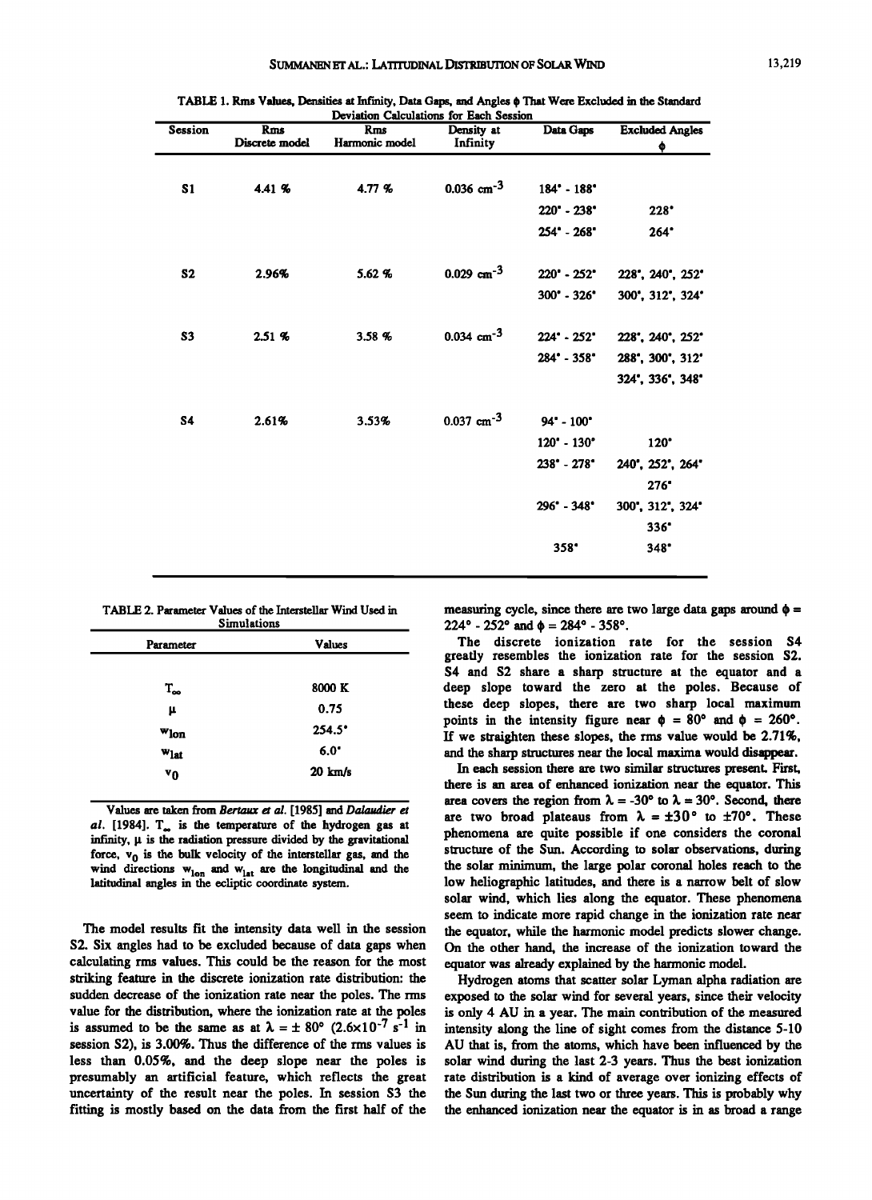TABLE 1. Rms Values, Densities at Infinity, Data Gaps, and Angles $\phi$ That Were Excluded in the Standard Deviation Calculations for Each Session

| Session | Rms Discrete model | Rms Harmonic model | Density at Infinity | Data Gaps | Excluded Angles $\phi$ |
|---|---|---|---|---|---|
| S1 | 4.41 % | 4.77 % | 0.036 $cm^{-3}$ | 184° - 188° | |
| | | | | 220° - 238° | 228° |
| | | | | 254° - 268° | 264° |
| S2 | 2.96% | 5.62 % | 0.029 $cm^{-3}$ | 220° - 252° | 228°, 240°, 252° |
| | | | | 300° - 326° | 300°, 312°, 324° |
| S3 | 2.51 % | 3.58 % | 0.034 $cm^{-3}$ | 224° - 252° | 228°, 240°, 252° |
| | | | | 284° - 358° | 288°, 300°, 312° |
| | | | | | 324°, 336°, 348° |
| S4 | 2.61% | 3.53% | 0.037 $cm^{-3}$ | 94° - 100° | |
| | | | | 120° - 130° | 120° |
| | | | | 238° - 278° | 240°, 252°, 264° |
| | | | | | 276° |
| | | | | 296° - 348° | 300°, 312°, 324° |
| | | | | | 336° |
| | | | | 358° | 348° |

TABLE 2. Parameter Values of the Interstellar Wind Used in Simulations

| Parameter | Values |
|---|---|
| $T_\infty$ | 8000 K |
| $\mu$ | 0.75 |
| $w_{lon}$ | 254.5° |
| $w_{lat}$ | 6.0° |
| $v_0$ | 20 km/s |

Values are taken from *Bertaux et al.* [1985] and *Dalaudier et al.* [1984]. $T_\infty$ is the temperature of the hydrogen gas at infinity, $\mu$ is the radiation pressure divided by the gravitational force, $v_0$ is the bulk velocity of the interstellar gas, and the wind directions $w_{lon}$ and $w_{lat}$ are the longitudinal and the latitudinal angles in the ecliptic coordinate system.

The model results fit the intensity data well in the session S2. Six angles had to be excluded because of data gaps when calculating rms values. This could be the reason for the most striking feature in the discrete ionization rate distribution: the sudden decrease of the ionization rate near the poles. The rms value for the distribution, where the ionization rate at the poles is assumed to be the same as at $\lambda = \pm 80°$ ($2.6 \times 10^{-7}$ $s^{-1}$ in session S2), is 3.00%. Thus the difference of the rms values is less than 0.05%, and the deep slope near the poles is presumably an artificial feature, which reflects the great uncertainty of the result near the poles. In session S3 the fitting is mostly based on the data from the first half of the measuring cycle, since there are two large data gaps around $\phi$ = 224° - 252° and $\phi$ = 284° - 358°.

The discrete ionization rate for the session S4 greatly resembles the ionization rate for the session S2. S4 and S2 share a sharp structure at the equator and a deep slope toward the zero at the poles. Because of these deep slopes, there are two sharp local maximum points in the intensity figure near $\phi$ = 80° and $\phi$ = 260°. If we straighten these slopes, the rms value would be 2.71%, and the sharp structures near the local maxima would disappear.

In each session there are two similar structures present. First, there is an area of enhanced ionization near the equator. This area covers the region from $\lambda$ = -30° to $\lambda$ = 30°. Second, there are two broad plateaus from $\lambda$ = ±30° to ±70°. These phenomena are quite possible if one considers the coronal structure of the Sun. According to solar observations, during the solar minimum, the large polar coronal holes reach to the low heliographic latitudes, and there is a narrow belt of slow solar wind, which lies along the equator. These phenomena seem to indicate more rapid change in the ionization rate near the equator, while the harmonic model predicts slower change. On the other hand, the increase of the ionization toward the equator was already explained by the harmonic model.

Hydrogen atoms that scatter solar Lyman alpha radiation are exposed to the solar wind for several years, since their velocity is only 4 AU in a year. The main contribution of the measured intensity along the line of sight comes from the distance 5-10 AU that is, from the atoms, which have been influenced by the solar wind during the last 2-3 years. Thus the best ionization rate distribution is a kind of average over ionizing effects of the Sun during the last two or three years. This is probably why the enhanced ionization near the equator is in as broad a range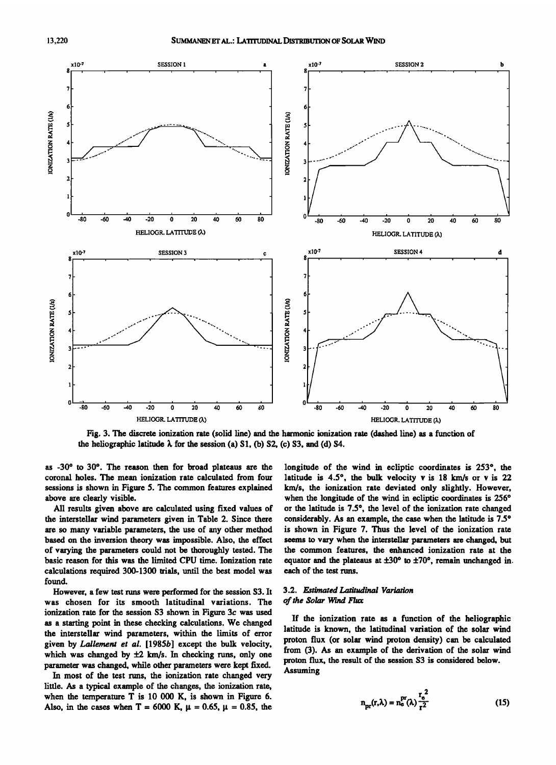Fig. 3. The discrete ionization rate (solid line) and the harmonic ionization rate (dashed line) as a function of the heliographic latitude λ for the session (a) S1, (b) S2, (c) S3, and (d) S4.

as -30° to 30°. The reason then for broad plateaus are the coronal holes. The mean ionization rate calculated from four sessions is shown in Figure 5. The common features explained above are clearly visible.

All results given above are calculated using fixed values of the interstellar wind parameters given in Table 2. Since there are so many variable parameters, the use of any other method based on the inversion theory was impossible. Also, the effect of varying the parameters could not be thoroughly tested. The basic reason for this was the limited CPU time. Ionization rate calculations required 300-1300 trials, until the best model was found.

However, a few test runs were performed for the session S3. It was chosen for its smooth latitudinal variations. The ionization rate for the session S3 shown in Figure 3c was used as a starting point in these checking calculations. We changed the interstellar wind parameters, within the limits of error given by *Lallement et al.* [1985*b*] except the bulk velocity, which was changed by ±2 km/s. In checking runs, only one parameter was changed, while other parameters were kept fixed.

In most of the test runs, the ionization rate changed very little. As a typical example of the changes, the ionization rate, when the temperature T is 10 000 K, is shown in Figure 6. Also, in the cases when T = 6000 K, $\mu$ = 0.65, $\mu$ = 0.85, the longitude of the wind in ecliptic coordinates is 253°, the latitude is 4.5°, the bulk velocity v is 18 km/s or v is 22 km/s, the ionization rate deviated only slightly. However, when the longitude of the wind in ecliptic coordinates is 256° or the latitude is 7.5°, the level of the ionization rate changed considerably. As an example, the case when the latitude is 7.5° is shown in Figure 7. Thus the level of the ionization rate seems to vary when the interstellar parameters are changed, but the common features, the enhanced ionization rate at the equator and the plateaus at ±30° to ±70°, remain unchanged in each of the test runs.

### 3.2. *Estimated Latitudinal Variation of the Solar Wind Flux*

If the ionization rate as a function of the heliographic latitude is known, the latitudinal variation of the solar wind proton flux (or solar wind proton density) can be calculated from (3). As an example of the derivation of the solar wind proton flux, the result of the session S3 is considered below. Assuming

$$n_{pr}(r,\lambda) = n_e^{pr}(\lambda)\frac{r_e^2}{r^2} \tag{15}$$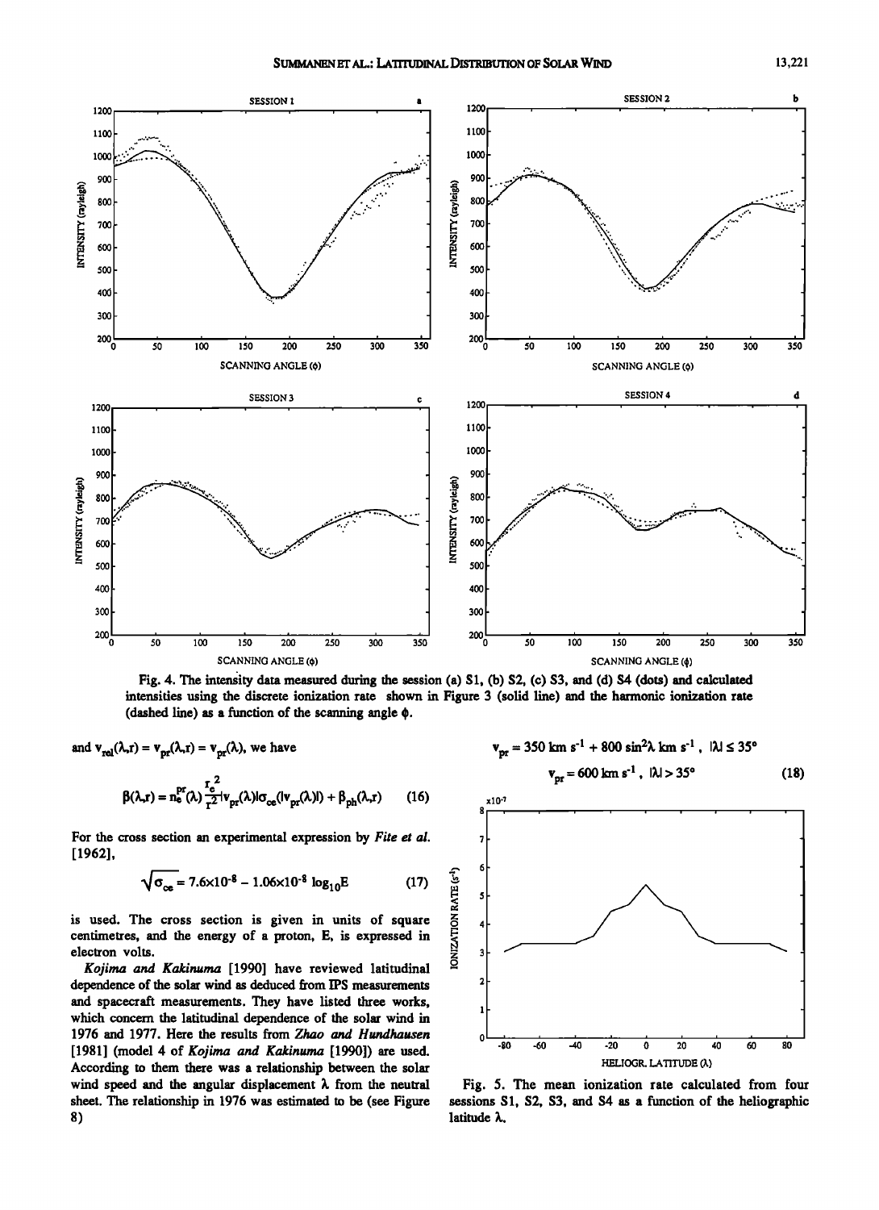Fig. 4. The intensity data measured during the session (a) S1, (b) S2, (c) S3, and (d) S4 (dots) and calculated intensities using the discrete ionization rate shown in Figure 3 (solid line) and the harmonic ionization rate (dashed line) as a function of the scanning angle $\phi$.

and $v_{rel}(\lambda,r) = v_{pr}(\lambda,r) = v_{pr}(\lambda)$, we have

$$\beta(\lambda,r) = n_e^{pr}(\lambda)\frac{r_e^2}{r^2}|v_{pr}(\lambda)|\sigma_{ce}(|v_{pr}(\lambda)|) + \beta_{ph}(\lambda,r) \quad (16)$$

For the cross section an experimental expression by *Fite et al.* [1962],

$$\sqrt{\sigma_{ce}} = 7.6\times10^{-8} - 1.06\times10^{-8}\log_{10}E \quad (17)$$

is used. The cross section is given in units of square centimetres, and the energy of a proton, $E$, is expressed in electron volts.

*Kojima and Kakinuma* [1990] have reviewed latitudinal dependence of the solar wind as deduced from IPS measurements and spacecraft measurements. They have listed three works, which concern the latitudinal dependence of the solar wind in 1976 and 1977. Here the results from *Zhao and Hundhausen* [1981] (model 4 of *Kojima and Kakinuma* [1990]) are used. According to them there was a relationship between the solar wind speed and the angular displacement $\lambda$ from the neutral sheet. The relationship in 1976 was estimated to be (see Figure 8)

$$v_{pr} = 350 \text{ km s}^{-1} + 800 \sin^2\lambda \text{ km s}^{-1}, \quad |\lambda| \leq 35°$$
$$v_{pr} = 600 \text{ km s}^{-1}, \quad |\lambda| > 35° \quad (18)$$

Fig. 5. The mean ionization rate calculated from four sessions S1, S2, S3, and S4 as a function of the heliographic latitude $\lambda$.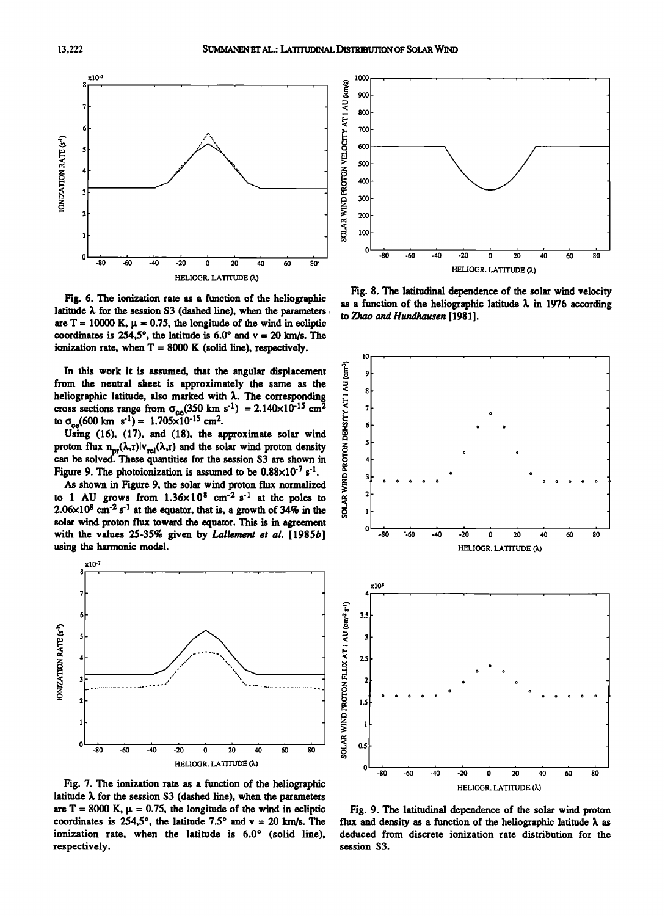Fig. 6. The ionization rate as a function of the heliographic latitude λ for the session S3 (dashed line), when the parameters are T = 10000 K, μ = 0.75, the longitude of the wind in ecliptic coordinates is 254,5°, the latitude is 6.0° and v = 20 km/s. The ionization rate, when T = 8000 K (solid line), respectively.

In this work it is assumed, that the angular displacement from the neutral sheet is approximately the same as the heliographic latitude, also marked with λ. The corresponding cross sections range from $\sigma_{ce}(350 \text{ km s}^{-1}) = 2.140\times10^{-15} \text{ cm}^2$ to $\sigma_{ce}(600 \text{ km s}^{-1}) = 1.705\times10^{-15} \text{ cm}^2$.

Using (16), (17), and (18), the approximate solar wind proton flux $n_{pt}(\lambda,r)|v_{rel}(\lambda,r)$ and the solar wind proton density can be solved. These quantities for the session S3 are shown in Figure 9. The photoionization is assumed to be $0.88\times10^{-7} \text{ s}^{-1}$.

As shown in Figure 9, the solar wind proton flux normalized to 1 AU grows from $1.36\times10^{8} \text{ cm}^{-2} \text{ s}^{-1}$ at the poles to $2.06\times10^{8} \text{ cm}^{-2} \text{ s}^{-1}$ at the equator, that is, a growth of 34% in the solar wind proton flux toward the equator. This is in agreement with the values 25-35% given by *Lallement et al.* [1985*b*] using the harmonic model.

Fig. 7. The ionization rate as a function of the heliographic latitude λ for the session S3 (dashed line), when the parameters are T = 8000 K, μ = 0.75, the longitude of the wind in ecliptic coordinates is 254,5°, the latitude 7.5° and v = 20 km/s. The ionization rate, when the latitude is 6.0° (solid line), respectively.

Fig. 8. The latitudinal dependence of the solar wind velocity as a function of the heliographic latitude λ in 1976 according to *Zhao and Hundhausen* [1981].

Fig. 9. The latitudinal dependence of the solar wind proton flux and density as a function of the heliographic latitude λ as deduced from discrete ionization rate distribution for the session S3.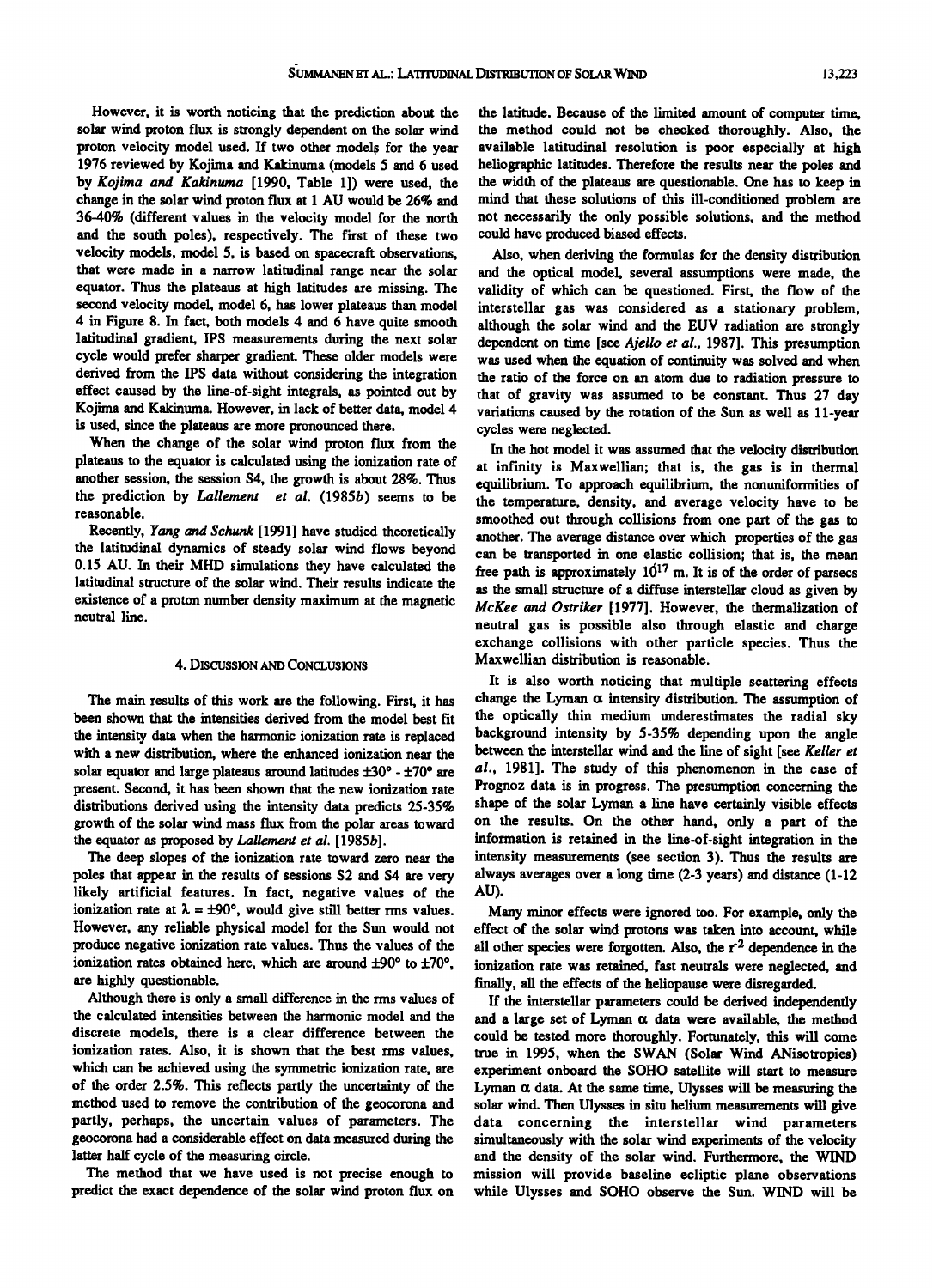However, it is worth noticing that the prediction about the solar wind proton flux is strongly dependent on the solar wind proton velocity model used. If two other models for the year 1976 reviewed by Kojima and Kakinuma (models 5 and 6 used by *Kojima and Kakinuma* [1990, Table 1]) were used, the change in the solar wind proton flux at 1 AU would be 26% and 36-40% (different values in the velocity model for the north and the south poles), respectively. The first of these two velocity models, model 5, is based on spacecraft observations, that were made in a narrow latitudinal range near the solar equator. Thus the plateaus at high latitudes are missing. The second velocity model, model 6, has lower plateaus than model 4 in Figure 8. In fact, both models 4 and 6 have quite smooth latitudinal gradient, IPS measurements during the next solar cycle would prefer sharper gradient. These older models were derived from the IPS data without considering the integration effect caused by the line-of-sight integrals, as pointed out by Kojima and Kakinuma. However, in lack of better data, model 4 is used, since the plateaus are more pronounced there.

When the change of the solar wind proton flux from the plateaus to the equator is calculated using the ionization rate of another session, the session S4, the growth is about 28%. Thus the prediction by *Lallement et al.* (1985*b*) seems to be reasonable.

Recently, *Yang and Schunk* [1991] have studied theoretically the latitudinal dynamics of steady solar wind flows beyond 0.15 AU. In their MHD simulations they have calculated the latitudinal structure of the solar wind. Their results indicate the existence of a proton number density maximum at the magnetic neutral line.

## 4. Discussion and Conclusions

The main results of this work are the following. First, it has been shown that the intensities derived from the model best fit the intensity data when the harmonic ionization rate is replaced with a new distribution, where the enhanced ionization near the solar equator and large plateaus around latitudes ±30° - ±70° are present. Second, it has been shown that the new ionization rate distributions derived using the intensity data predicts 25-35% growth of the solar wind mass flux from the polar areas toward the equator as proposed by *Lallement et al.* [1985*b*].

The deep slopes of the ionization rate toward zero near the poles that appear in the results of sessions S2 and S4 are very likely artificial features. In fact, negative values of the ionization rate at $\lambda = \pm 90°$, would give still better rms values. However, any reliable physical model for the Sun would not produce negative ionization rate values. Thus the values of the ionization rates obtained here, which are around ±90° to ±70°, are highly questionable.

Although there is only a small difference in the rms values of the calculated intensities between the harmonic model and the discrete models, there is a clear difference between the ionization rates. Also, it is shown that the best rms values, which can be achieved using the symmetric ionization rate, are of the order 2.5%. This reflects partly the uncertainty of the method used to remove the contribution of the geocorona and partly, perhaps, the uncertain values of parameters. The geocorona had a considerable effect on data measured during the latter half cycle of the measuring circle.

The method that we have used is not precise enough to predict the exact dependence of the solar wind proton flux on the latitude. Because of the limited amount of computer time, the method could not be checked thoroughly. Also, the available latitudinal resolution is poor especially at high heliographic latitudes. Therefore the results near the poles and the width of the plateaus are questionable. One has to keep in mind that these solutions of this ill-conditioned problem are not necessarily the only possible solutions, and the method could have produced biased effects.

Also, when deriving the formulas for the density distribution and the optical model, several assumptions were made, the validity of which can be questioned. First, the flow of the interstellar gas was considered as a stationary problem, although the solar wind and the EUV radiation are strongly dependent on time [see *Ajello et al.*, 1987]. This presumption was used when the equation of continuity was solved and when the ratio of the force on an atom due to radiation pressure to that of gravity was assumed to be constant. Thus 27 day variations caused by the rotation of the Sun as well as 11-year cycles were neglected.

In the hot model it was assumed that the velocity distribution at infinity is Maxwellian; that is, the gas is in thermal equilibrium. To approach equilibrium, the nonuniformities of the temperature, density, and average velocity have to be smoothed out through collisions from one part of the gas to another. The average distance over which properties of the gas can be transported in one elastic collision; that is, the mean free path is approximately $10^{17}$ m. It is of the order of parsecs as the small structure of a diffuse interstellar cloud as given by *McKee and Ostriker* [1977]. However, the thermalization of neutral gas is possible also through elastic and charge exchange collisions with other particle species. Thus the Maxwellian distribution is reasonable.

It is also worth noticing that multiple scattering effects change the Lyman α intensity distribution. The assumption of the optically thin medium underestimates the radial sky background intensity by 5-35% depending upon the angle between the interstellar wind and the line of sight [see *Keller et al.*, 1981]. The study of this phenomenon in the case of Prognoz data is in progress. The presumption concerning the shape of the solar Lyman a line have certainly visible effects on the results. On the other hand, only a part of the information is retained in the line-of-sight integration in the intensity measurements (see section 3). Thus the results are always averages over a long time (2-3 years) and distance (1-12 AU).

Many minor effects were ignored too. For example, only the effect of the solar wind protons was taken into account, while all other species were forgotten. Also, the $r^{-2}$ dependence in the ionization rate was retained, fast neutrals were neglected, and finally, all the effects of the heliopause were disregarded.

If the interstellar parameters could be derived independently and a large set of Lyman α data were available, the method could be tested more thoroughly. Fortunately, this will come true in 1995, when the SWAN (Solar Wind ANisotropies) experiment onboard the SOHO satellite will start to measure Lyman α data. At the same time, Ulysses will be measuring the solar wind. Then Ulysses in situ helium measurements will give data concerning the interstellar wind parameters simultaneously with the solar wind experiments of the velocity and the density of the solar wind. Furthermore, the WIND mission will provide baseline ecliptic plane observations while Ulysses and SOHO observe the Sun. WIND will be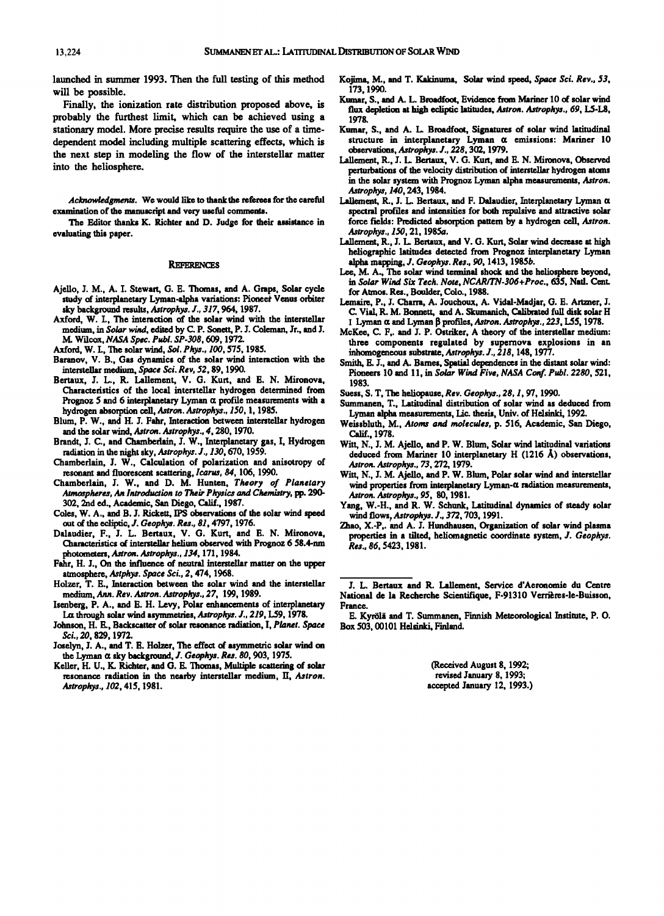launched in summer 1993. Then the full testing of this method will be possible.

Finally, the ionization rate distribution proposed above, is probably the furthest limit, which can be achieved using a stationary model. More precise results require the use of a time-dependent model including multiple scattering effects, which is the next step in modeling the flow of the interstellar matter into the heliosphere.

*Acknowledgments.* We would like to thank the referees for the careful examination of the manuscript and very useful comments.

The Editor thanks K. Richter and D. Judge for their assistance in evaluating this paper.

## REFERENCES

Ajello, J. M., A. I. Stewart, G. E. Thomas, and A. Graps, Solar cycle study of interplanetary Lyman-alpha variations: Pioneer Venus orbiter sky background results, *Astrophys. J., 317*, 964, 1987.

Axford, W. I., The interaction of the solar wind with the interstellar medium, in *Solar wind*, edited by C. P. Sonett, P. J. Coleman, Jr., and J. M. Wilcox, *NASA Spec. Publ. SP-308*, 609, 1972.

Axford, W. I., The solar wind, *Sol. Phys., 100*, 575, 1985.

Baranov, V. B., Gas dynamics of the solar wind interaction with the interstellar medium, *Space Sci. Rev, 52*, 89, 1990.

Bertaux, J. L., R. Lallement, V. G. Kurt, and E. N. Mironova, Characteristics of the local interstellar hydrogen determined from Prognoz 5 and 6 interplanetary Lyman α profile measurements with a hydrogen absorption cell, *Astron. Astrophys., 150*, 1, 1985.

Blum, P. W., and H. J. Fahr, Interaction between interstellar hydrogen and the solar wind, *Astron. Astrophys., 4*, 280, 1970.

Brandt, J. C., and Chamberlain, J. W., Interplanetary gas, I, Hydrogen radiation in the night sky, *Astrophys. J., 130*, 670, 1959.

Chamberlain, J. W., Calculation of polarization and anisotropy of resonant and fluorescent scattering, *Icarus, 84*, 106, 1990.

Chamberlain, J. W., and D. M. Hunten, *Theory of Planetary Atmospheres, An Introduction to Their Physics and Chemistry*, pp. 290-302, 2nd ed., Academic, San Diego, Calif., 1987.

Coles, W. A., and B. J. Rickett, IPS observations of the solar wind speed out of the ecliptic, *J. Geophys. Res., 81*, 4797, 1976.

Dalaudier, F., J. L. Bertaux, V. G. Kurt, and E. N. Mironova, Characteristics of interstellar helium observed with Prognoz 6 58.4-nm photometers, *Astron. Astrophys., 134*, 171, 1984.

Fahr, H. J., On the influence of neutral interstellar matter on the upper atmosphere, *Astphys. Space Sci., 2*, 474, 1968.

Holzer, T. E., Interaction between the solar wind and the interstellar medium, *Ann. Rev. Astron. Astrophys., 27*, 199, 1989.

Isenberg, P. A., and E. H. Levy, Polar enhancements of interplanetary Lα through solar wind asymmetries, *Astrophys. J., 219*, L59, 1978.

Johnson, H. E., Backscatter of solar resonance radiation, I, *Planet. Space Sci., 20*, 829, 1972.

Joselyn, J. A., and T. E. Holzer, The effect of asymmetric solar wind on the Lyman α sky background, *J. Geophys. Res. 80*, 903, 1975.

Keller, H. U., K. Richter, and G. E. Thomas, Multiple scattering of solar resonance radiation in the nearby interstellar medium, II, *Astron. Astrophys., 102*, 415, 1981.

Kojima, M., and T. Kakinuma, Solar wind speed, *Space Sci. Rev., 53*, 173, 1990.

Kumar, S., and A. L. Broadfoot, Evidence from Mariner 10 of solar wind flux depletion at high ecliptic latitudes, *Astron. Astrophys., 69*, L5-L8, 1978.

Kumar, S., and A. L. Broadfoot, Signatures of solar wind latitudinal structure in interplanetary Lyman α emissions: Mariner 10 observations, *Astrophys. J., 228*, 302, 1979.

Lallement, R., J. L. Bertaux, V. G. Kurt, and E. N. Mironova, Observed perturbations of the velocity distribution of interstellar hydrogen atoms in the solar system with Prognoz Lyman alpha measurements, *Astron. Astrophys, 140*, 243, 1984.

Lallement, R., J. L. Bertaux, and F. Dalaudier, Interplanetary Lyman α spectral profiles and intensities for both repulsive and attractive solar force fields: Predicted absorption pattern by a hydrogen cell, *Astron. Astrophys., 150*, 21, 1985*a*.

Lallement, R., J. L. Bertaux, and V. G. Kurt, Solar wind decrease at high heliographic latitudes detected from Prognoz interplanetary Lyman alpha mapping, *J. Geophys. Res., 90*, 1413, 1985*b*.

Lee, M. A., The solar wind terminal shock and the heliosphere beyond, in *Solar Wind Six Tech. Note, NCAR/TN-306+Proc.*, 635, Natl. Cent. for Atmos. Res., Boulder, Colo., 1988.

Lemaire, P., J. Charra, A. Jouchoux, A. Vidal-Madjar, G. E. Artzner, J. C. Vial, R. M. Bonnett, and A. Skumanich, Calibrated full disk solar H I Lyman α and Lyman β profiles, *Astron. Astrophys., 223*, L55, 1978.

McKee, C. F., and J. P. Ostriker, A theory of the interstellar medium: three components regulated by supernova explosions in an inhomogeneous substrate, *Astrophys. J., 218*, 148, 1977.

Smith, E. J., and A. Barnes, Spatial dependences in the distant solar wind: Pioneers 10 and 11, in *Solar Wind Five, NASA Conf. Publ. 2280*, 521, 1983.

Suess, S. T, The heliopause, *Rev. Geophys., 28, 1*, 97, 1990.

Summanen, T., Latitudinal distribution of solar wind as deduced from Lyman alpha measurements, Lic. thesis, Univ. of Helsinki, 1992.

Weissbluth, M., *Atoms and molecules*, p. 516, Academic, San Diego, Calif., 1978.

Witt, N., J. M. Ajello, and P. W. Blum, Solar wind latitudinal variations deduced from Mariner 10 interplanetary H (1216 Å) observations, *Astron. Astrophys., 73*, 272, 1979.

Witt, N., J. M. Ajello, and P. W. Blum, Polar solar wind and interstellar wind properties from interplanetary Lyman-α radiation measurements, *Astron. Astrophys., 95*, 80, 1981.

Yang, W.-H., and R. W. Schunk, Latitudinal dynamics of steady solar wind flows, *Astrophys. J., 372*, 703, 1991.

Zhao, X.-P,. and A. J. Hundhausen, Organization of solar wind plasma properties in a tilted, heliomagnetic coordinate system, *J. Geophys. Res., 86*, 5423, 1981.

---

J. L. Bertaux and R. Lallement, Service d'Aeronomie du Centre National de la Recherche Scientifique, F-91310 Verrières-le-Buisson, France.

E. Kyrölä and T. Summanen, Finnish Meteorological Institute, P. O. Box 503, 00101 Helsinki, Finland.

(Received August 8, 1992;
revised January 8, 1993;
accepted January 12, 1993.)